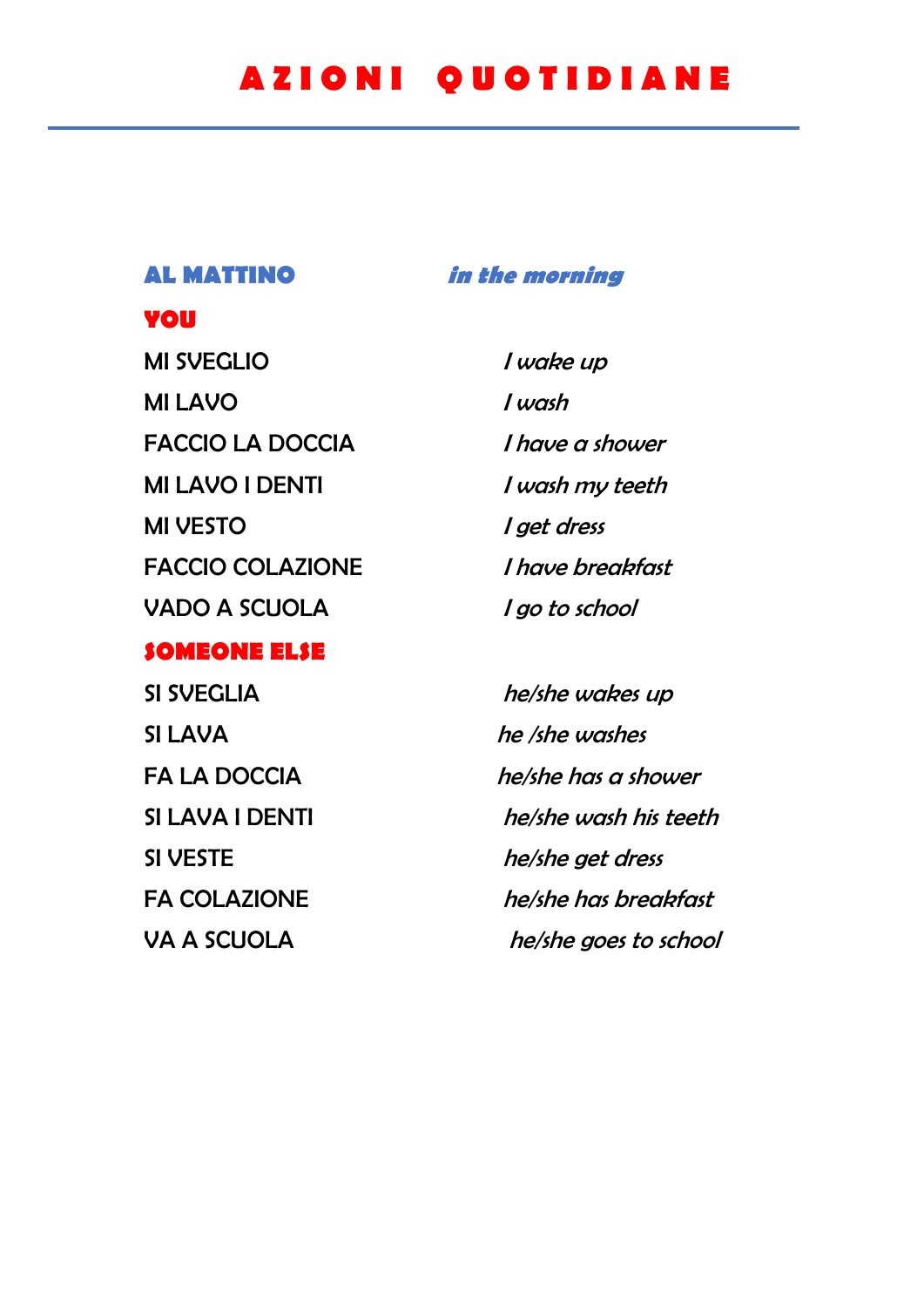# AZIONI QUOTIDIANE

| **AL MATTINO** | ***in the morning*** |
|---|---|
| **YOU** | |
| MI SVEGLIO | *I wake up* |
| MI LAVO | *I wash* |
| FACCIO LA DOCCIA | *I have a shower* |
| MI LAVO I DENTI | *I wash my teeth* |
| MI VESTO | *I get dress* |
| FACCIO COLAZIONE | *I have breakfast* |
| VADO A SCUOLA | *I go to school* |
| **SOMEONE ELSE** | |
| SI SVEGLIA | *he/she wakes up* |
| SI LAVA | *he /she washes* |
| FA LA DOCCIA | *he/she has a shower* |
| SI LAVA I DENTI | *he/she wash his teeth* |
| SI VESTE | *he/she get dress* |
| FA COLAZIONE | *he/she has breakfast* |
| VA A SCUOLA | *he/she goes to school* |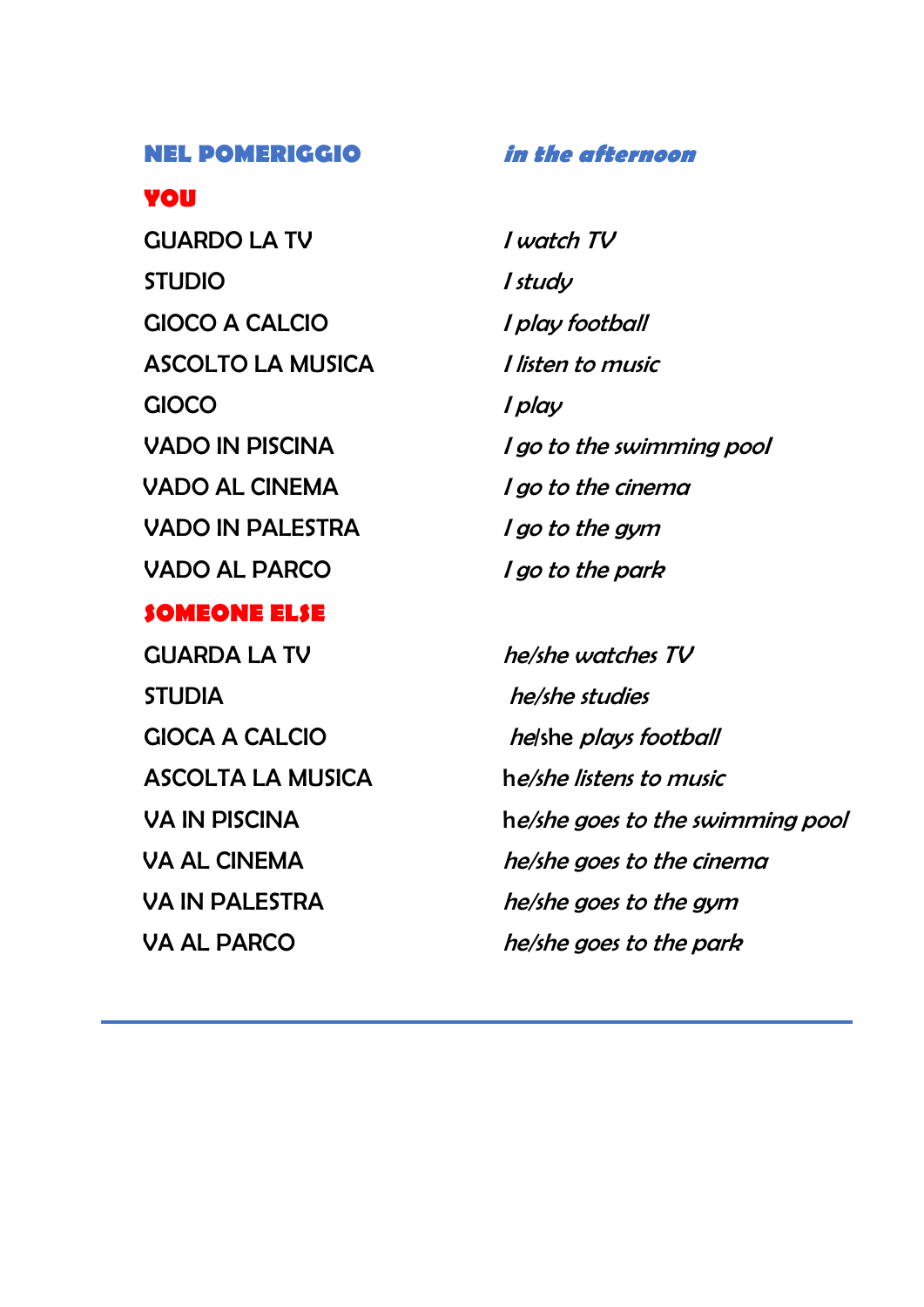| **NEL POMERIGGIO** | ***in the afternoon*** |
|---|---|
| **YOU** | |
| GUARDO LA TV | *I watch TV* |
| STUDIO | *I study* |
| GIOCO A CALCIO | *I play football* |
| ASCOLTO LA MUSICA | *I listen to music* |
| GIOCO | *I play* |
| VADO IN PISCINA | *I go to the swimming pool* |
| VADO AL CINEMA | *I go to the cinema* |
| VADO IN PALESTRA | *I go to the gym* |
| VADO AL PARCO | *I go to the park* |
| **SOMEONE ELSE** | |
| GUARDA LA TV | *he/she watches TV* |
| STUDIA | *he/she studies* |
| GIOCA A CALCIO | *he/she plays football* |
| ASCOLTA LA MUSICA | *he/she listens to music* |
| VA IN PISCINA | *he/she goes to the swimming pool* |
| VA AL CINEMA | *he/she goes to the cinema* |
| VA IN PALESTRA | *he/she goes to the gym* |
| VA AL PARCO | *he/she goes to the park* |